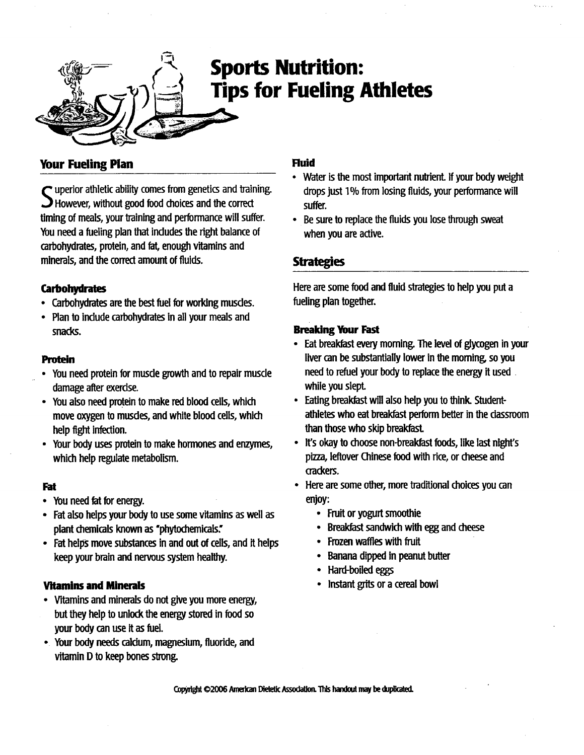# Sports Nutrition: Tips for Fueling Athletes

## Your Fueling Plan

Superior athletic ability comes from genetics and training. However, without good food choices and the correct timing of meals, your training and performance will suffer. You need a fueling plan that includes the right balance of carbohydrates, protein, and fat, enough vitamins and minerals, and the correct amount of fluids.

### Carbohydrates

- Carbohydrates are the best fuel for working muscles.
- Plan to include carbohydrates in all your meals and snacks.

### Protein

- You need protein for muscle growth and to repair muscle damage after exercise.
- You also need protein to make red blood cells, which move oxygen to muscles, and white blood cells, which help fight infection.
- Your body uses protein to make hormones and enzymes, which help regulate metabolism.

### Fat

- You need fat for energy.
- Fat also helps your body to use some vitamins as well as plant chemicals known as "phytochemicals."
- Fat helps move substances in and out of cells, and it helps keep your brain and nervous system healthy.

### Vitamins and Minerals

- Vitamins and minerals do not give you more energy, but they help to unlock the energy stored in food so your body can use it as fuel.
- Your body needs calcium, magnesium, fluoride, and vitamin D to keep bones strong.

### Fluid

- Water is the most important nutrient. If your body weight drops just 1% from losing fluids, your performance will suffer.
- Be sure to replace the fluids you lose through sweat when you are active.

## Strategies

Here are some food and fluid strategies to help you put a fueling plan together.

### Breaking Your Fast

- Eat breakfast every morning. The level of glycogen in your liver can be substantially lower in the morning, so you need to refuel your body to replace the energy it used while you slept.
- Eating breakfast will also help you to think. Student-athletes who eat breakfast perform better in the classroom than those who skip breakfast.
- It's okay to choose non-breakfast foods, like last night's pizza, leftover Chinese food with rice, or cheese and crackers.
- Here are some other, more traditional choices you can enjoy:
  - Fruit or yogurt smoothie
  - Breakfast sandwich with egg and cheese
  - Frozen waffles with fruit
  - Banana dipped in peanut butter
  - Hard-boiled eggs
  - Instant grits or a cereal bowl

Copyright ©2006 American Dietetic Association. This handout may be duplicated.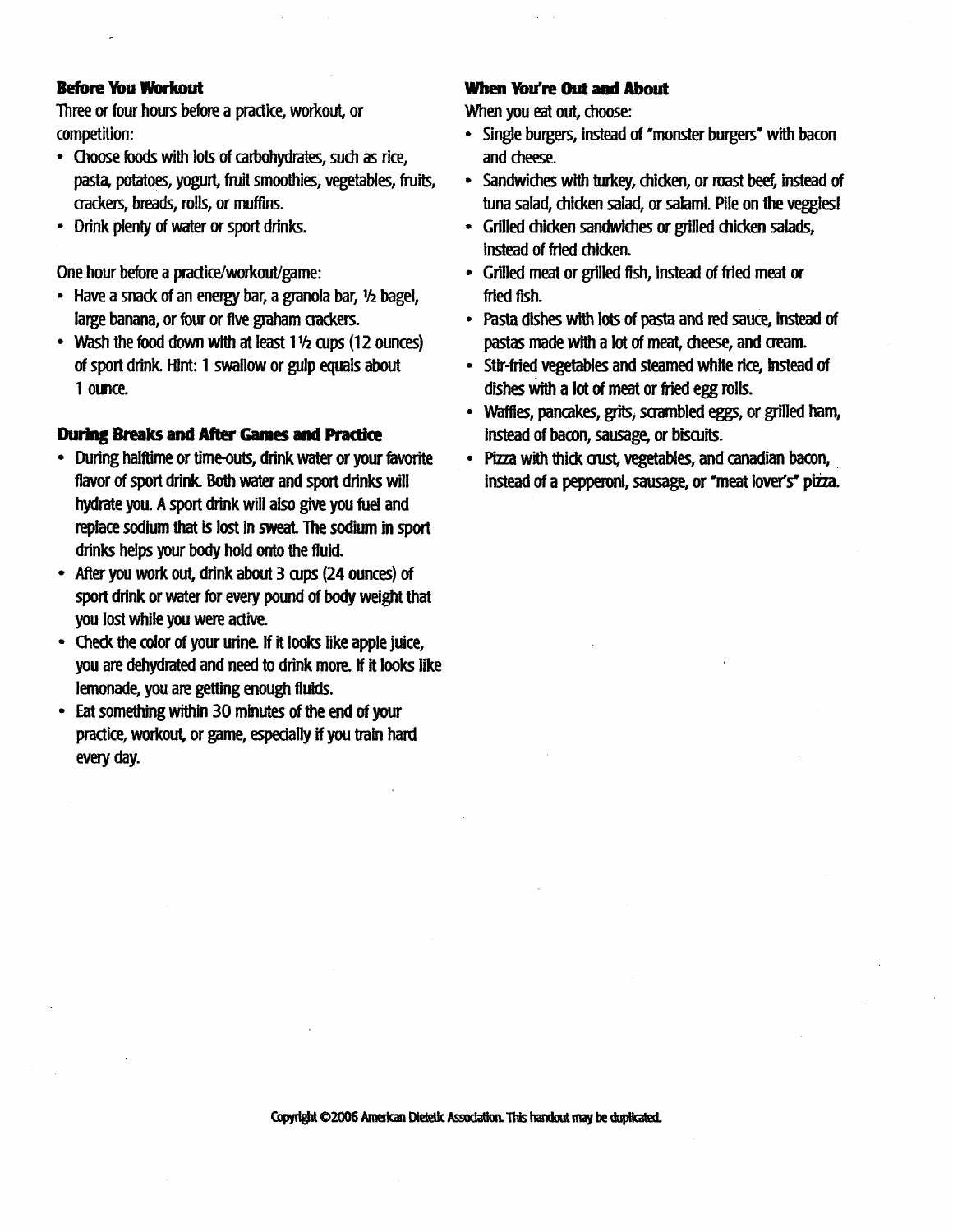**Before You Workout**

Three or four hours before a practice, workout, or competition:

- Choose foods with lots of carbohydrates, such as rice, pasta, potatoes, yogurt, fruit smoothies, vegetables, fruits, crackers, breads, rolls, or muffins.
- Drink plenty of water or sport drinks.

One hour before a practice/workout/game:

- Have a snack of an energy bar, a granola bar, ½ bagel, large banana, or four or five graham crackers.
- Wash the food down with at least 1½ cups (12 ounces) of sport drink. Hint: 1 swallow or gulp equals about 1 ounce.

**During Breaks and After Games and Practice**

- During halftime or time-outs, drink water or your favorite flavor of sport drink. Both water and sport drinks will hydrate you. A sport drink will also give you fuel and replace sodium that is lost in sweat. The sodium in sport drinks helps your body hold onto the fluid.
- After you work out, drink about 3 cups (24 ounces) of sport drink or water for every pound of body weight that you lost while you were active.
- Check the color of your urine. If it looks like apple juice, you are dehydrated and need to drink more. If it looks like lemonade, you are getting enough fluids.
- Eat something within 30 minutes of the end of your practice, workout, or game, especially if you train hard every day.

**When You're Out and About**

When you eat out, choose:

- Single burgers, instead of "monster burgers" with bacon and cheese.
- Sandwiches with turkey, chicken, or roast beef, instead of tuna salad, chicken salad, or salami. Pile on the veggies!
- Grilled chicken sandwiches or grilled chicken salads, instead of fried chicken.
- Grilled meat or grilled fish, instead of fried meat or fried fish.
- Pasta dishes with lots of pasta and red sauce, instead of pastas made with a lot of meat, cheese, and cream.
- Stir-fried vegetables and steamed white rice, instead of dishes with a lot of meat or fried egg rolls.
- Waffles, pancakes, grits, scrambled eggs, or grilled ham, instead of bacon, sausage, or biscuits.
- Pizza with thick crust, vegetables, and canadian bacon, instead of a pepperoni, sausage, or "meat lover's" pizza.

Copyright ©2006 American Dietetic Association. This handout may be duplicated.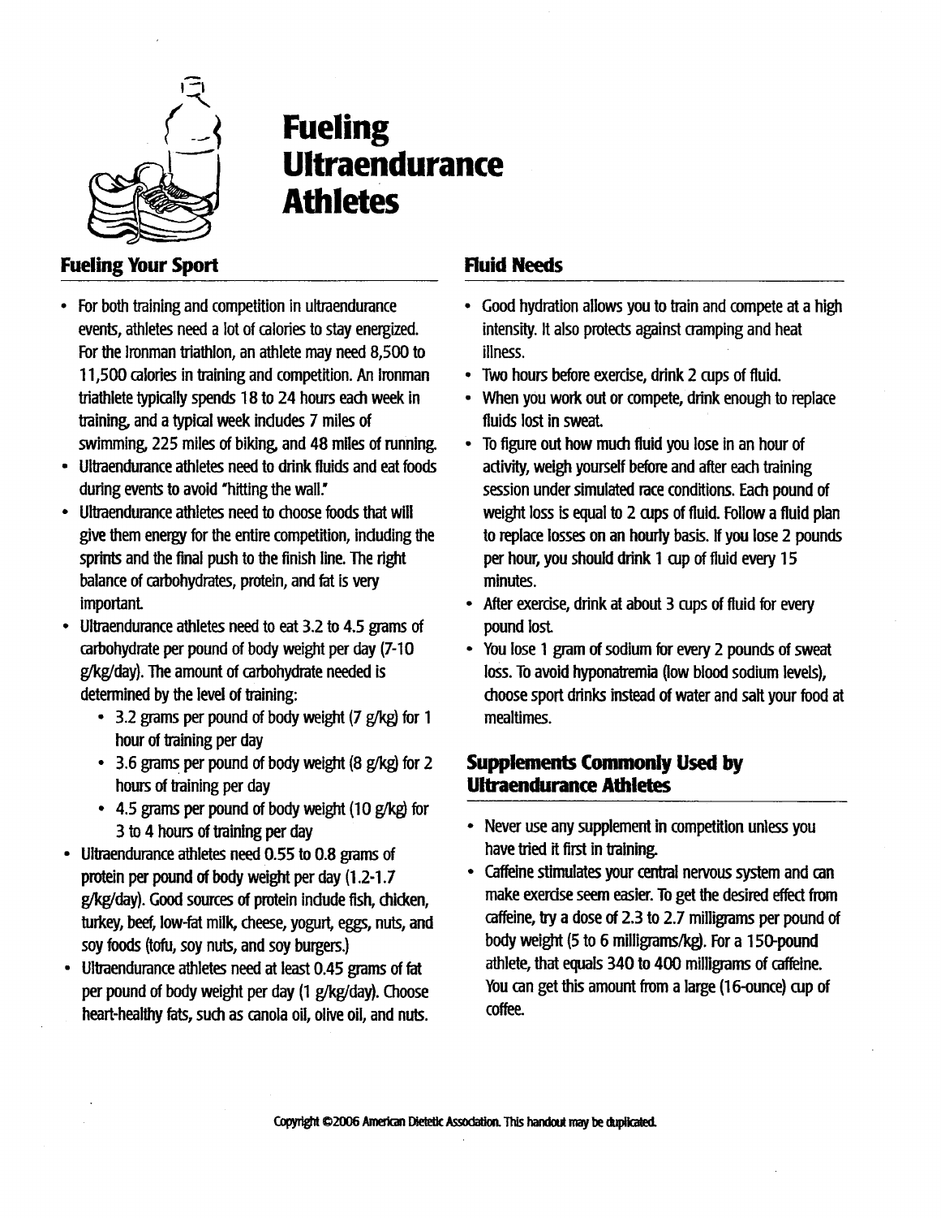# Fueling Ultraendurance Athletes

## Fueling Your Sport

- For both training and competition in ultraendurance events, athletes need a lot of calories to stay energized. For the Ironman triathlon, an athlete may need 8,500 to 11,500 calories in training and competition. An Ironman triathlete typically spends 18 to 24 hours each week in training, and a typical week includes 7 miles of swimming, 225 miles of biking, and 48 miles of running.
- Ultraendurance athletes need to drink fluids and eat foods during events to avoid "hitting the wall."
- Ultraendurance athletes need to choose foods that will give them energy for the entire competition, including the sprints and the final push to the finish line. The right balance of carbohydrates, protein, and fat is very important.
- Ultraendurance athletes need to eat 3.2 to 4.5 grams of carbohydrate per pound of body weight per day (7-10 g/kg/day). The amount of carbohydrate needed is determined by the level of training:
  - 3.2 grams per pound of body weight (7 g/kg) for 1 hour of training per day
  - 3.6 grams per pound of body weight (8 g/kg) for 2 hours of training per day
  - 4.5 grams per pound of body weight (10 g/kg) for 3 to 4 hours of training per day
- Ultraendurance athletes need 0.55 to 0.8 grams of protein per pound of body weight per day (1.2-1.7 g/kg/day). Good sources of protein include fish, chicken, turkey, beef, low-fat milk, cheese, yogurt, eggs, nuts, and soy foods (tofu, soy nuts, and soy burgers.)
- Ultraendurance athletes need at least 0.45 grams of fat per pound of body weight per day (1 g/kg/day). Choose heart-healthy fats, such as canola oil, olive oil, and nuts.

## Fluid Needs

- Good hydration allows you to train and compete at a high intensity. It also protects against cramping and heat illness.
- Two hours before exercise, drink 2 cups of fluid.
- When you work out or compete, drink enough to replace fluids lost in sweat.
- To figure out how much fluid you lose in an hour of activity, weigh yourself before and after each training session under simulated race conditions. Each pound of weight loss is equal to 2 cups of fluid. Follow a fluid plan to replace losses on an hourly basis. If you lose 2 pounds per hour, you should drink 1 cup of fluid every 15 minutes.
- After exercise, drink at about 3 cups of fluid for every pound lost.
- You lose 1 gram of sodium for every 2 pounds of sweat loss. To avoid hyponatremia (low blood sodium levels), choose sport drinks instead of water and salt your food at mealtimes.

## Supplements Commonly Used by Ultraendurance Athletes

- Never use any supplement in competition unless you have tried it first in training.
- Caffeine stimulates your central nervous system and can make exercise seem easier. To get the desired effect from caffeine, try a dose of 2.3 to 2.7 milligrams per pound of body weight (5 to 6 milligrams/kg). For a 150-pound athlete, that equals 340 to 400 milligrams of caffeine. You can get this amount from a large (16-ounce) cup of coffee.

Copyright ©2006 American Dietetic Association. This handout may be duplicated.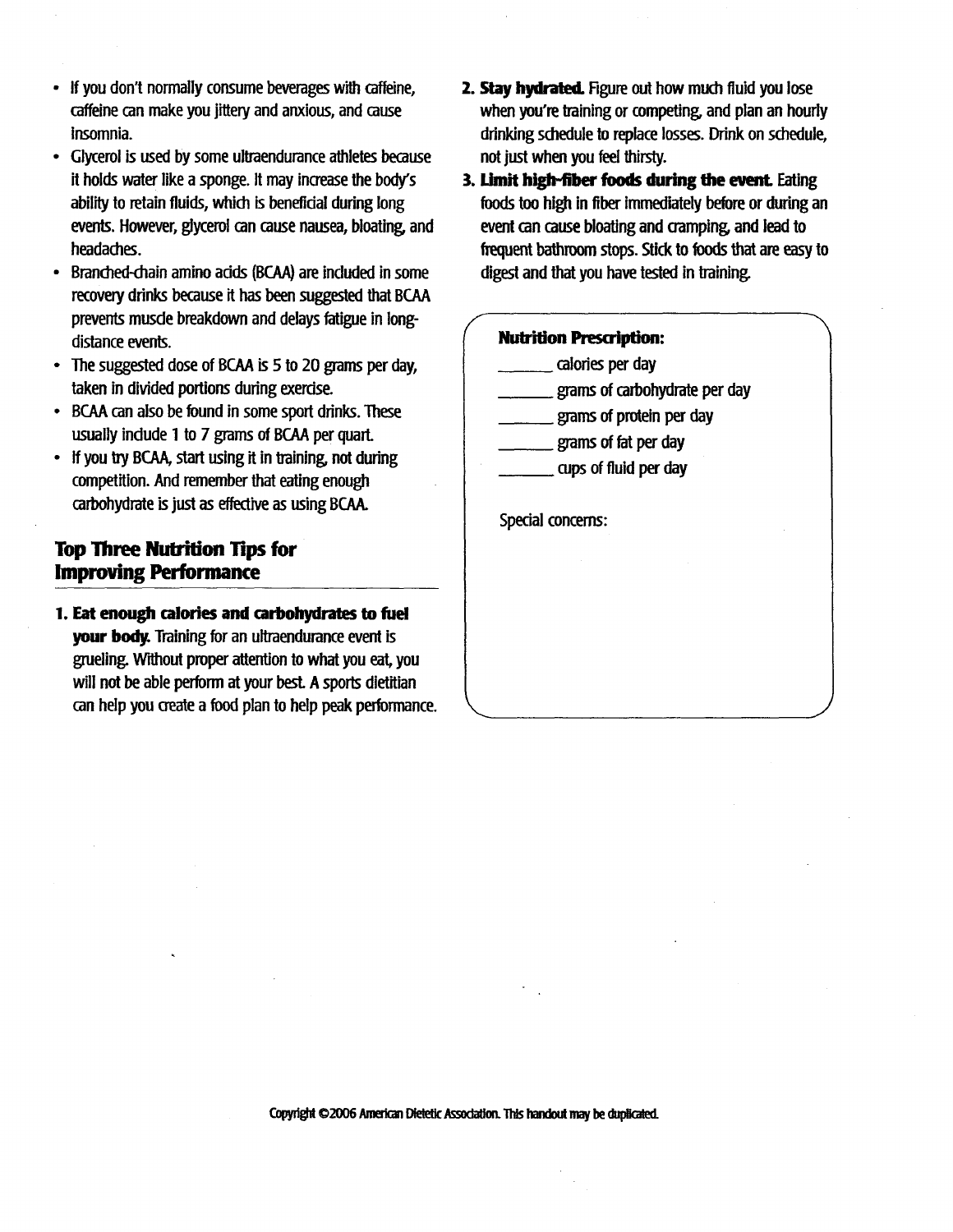- If you don't normally consume beverages with caffeine, caffeine can make you jittery and anxious, and cause insomnia.
- Glycerol is used by some ultraendurance athletes because it holds water like a sponge. It may increase the body's ability to retain fluids, which is beneficial during long events. However, glycerol can cause nausea, bloating, and headaches.
- Branched-chain amino acids (BCAA) are included in some recovery drinks because it has been suggested that BCAA prevents muscle breakdown and delays fatigue in long-distance events.
- The suggested dose of BCAA is 5 to 20 grams per day, taken in divided portions during exercise.
- BCAA can also be found in some sport drinks. These usually include 1 to 7 grams of BCAA per quart.
- If you try BCAA, start using it in training, not during competition. And remember that eating enough carbohydrate is just as effective as using BCAA.

## Top Three Nutrition Tips for Improving Performance

1. **Eat enough calories and carbohydrates to fuel your body.** Training for an ultraendurance event is grueling. Without proper attention to what you eat, you will not be able perform at your best. A sports dietitian can help you create a food plan to help peak performance.
2. **Stay hydrated.** Figure out how much fluid you lose when you're training or competing, and plan an hourly drinking schedule to replace losses. Drink on schedule, not just when you feel thirsty.
3. **Limit high-fiber foods during the event.** Eating foods too high in fiber immediately before or during an event can cause bloating and cramping, and lead to frequent bathroom stops. Stick to foods that are easy to digest and that you have tested in training.

**Nutrition Prescription:**

______ calories per day

______ grams of carbohydrate per day

______ grams of protein per day

______ grams of fat per day

______ cups of fluid per day

Special concerns:

Copyright ©2006 American Dietetic Association. This handout may be duplicated.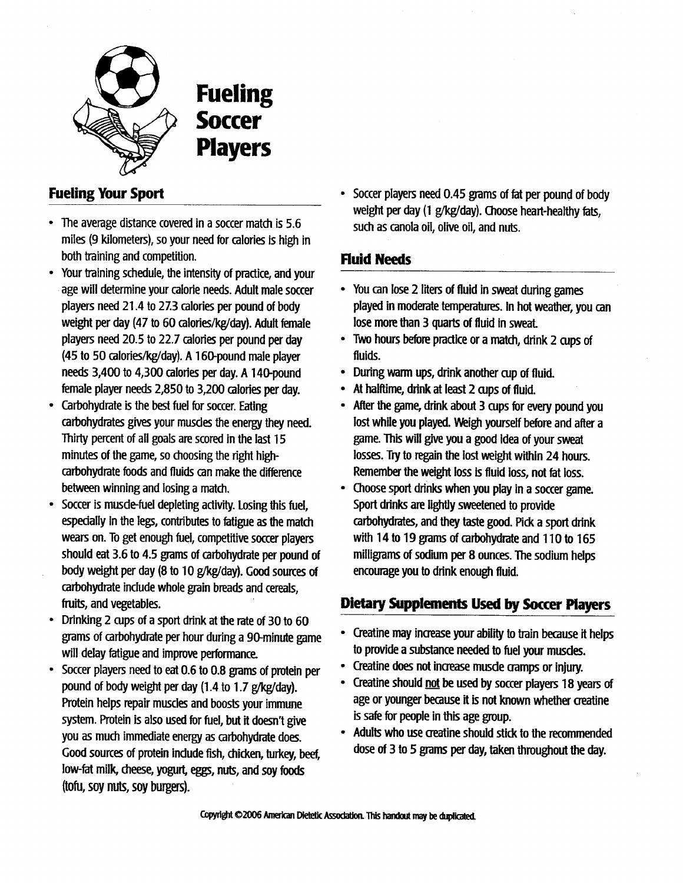# Fueling Soccer Players

## Fueling Your Sport

- The average distance covered in a soccer match is 5.6 miles (9 kilometers), so your need for calories is high in both training and competition.
- Your training schedule, the intensity of practice, and your age will determine your calorie needs. Adult male soccer players need 21.4 to 27.3 calories per pound of body weight per day (47 to 60 calories/kg/day). Adult female players need 20.5 to 22.7 calories per pound per day (45 to 50 calories/kg/day). A 160-pound male player needs 3,400 to 4,300 calories per day. A 140-pound female player needs 2,850 to 3,200 calories per day.
- Carbohydrate is the best fuel for soccer. Eating carbohydrates gives your muscles the energy they need. Thirty percent of all goals are scored in the last 15 minutes of the game, so choosing the right high-carbohydrate foods and fluids can make the difference between winning and losing a match.
- Soccer is muscle-fuel depleting activity. Losing this fuel, especially in the legs, contributes to fatigue as the match wears on. To get enough fuel, competitive soccer players should eat 3.6 to 4.5 grams of carbohydrate per pound of body weight per day (8 to 10 g/kg/day). Good sources of carbohydrate include whole grain breads and cereals, fruits, and vegetables.
- Drinking 2 cups of a sport drink at the rate of 30 to 60 grams of carbohydrate per hour during a 90-minute game will delay fatigue and improve performance.
- Soccer players need to eat 0.6 to 0.8 grams of protein per pound of body weight per day (1.4 to 1.7 g/kg/day). Protein helps repair muscles and boosts your immune system. Protein is also used for fuel, but it doesn't give you as much immediate energy as carbohydrate does. Good sources of protein include fish, chicken, turkey, beef, low-fat milk, cheese, yogurt, eggs, nuts, and soy foods (tofu, soy nuts, soy burgers).
- Soccer players need 0.45 grams of fat per pound of body weight per day (1 g/kg/day). Choose heart-healthy fats, such as canola oil, olive oil, and nuts.

## Fluid Needs

- You can lose 2 liters of fluid in sweat during games played in moderate temperatures. In hot weather, you can lose more than 3 quarts of fluid in sweat.
- Two hours before practice or a match, drink 2 cups of fluids.
- During warm ups, drink another cup of fluid.
- At halftime, drink at least 2 cups of fluid.
- After the game, drink about 3 cups for every pound you lost while you played. Weigh yourself before and after a game. This will give you a good idea of your sweat losses. Try to regain the lost weight within 24 hours. Remember the weight loss is fluid loss, not fat loss.
- Choose sport drinks when you play in a soccer game. Sport drinks are lightly sweetened to provide carbohydrates, and they taste good. Pick a sport drink with 14 to 19 grams of carbohydrate and 110 to 165 milligrams of sodium per 8 ounces. The sodium helps encourage you to drink enough fluid.

## Dietary Supplements Used by Soccer Players

- Creatine may increase your ability to train because it helps to provide a substance needed to fuel your muscles.
- Creatine does not increase muscle cramps or injury.
- Creatine should <u>not</u> be used by soccer players 18 years of age or younger because it is not known whether creatine is safe for people in this age group.
- Adults who use creatine should stick to the recommended dose of 3 to 5 grams per day, taken throughout the day.

Copyright ©2006 American Dietetic Association. This handout may be duplicated.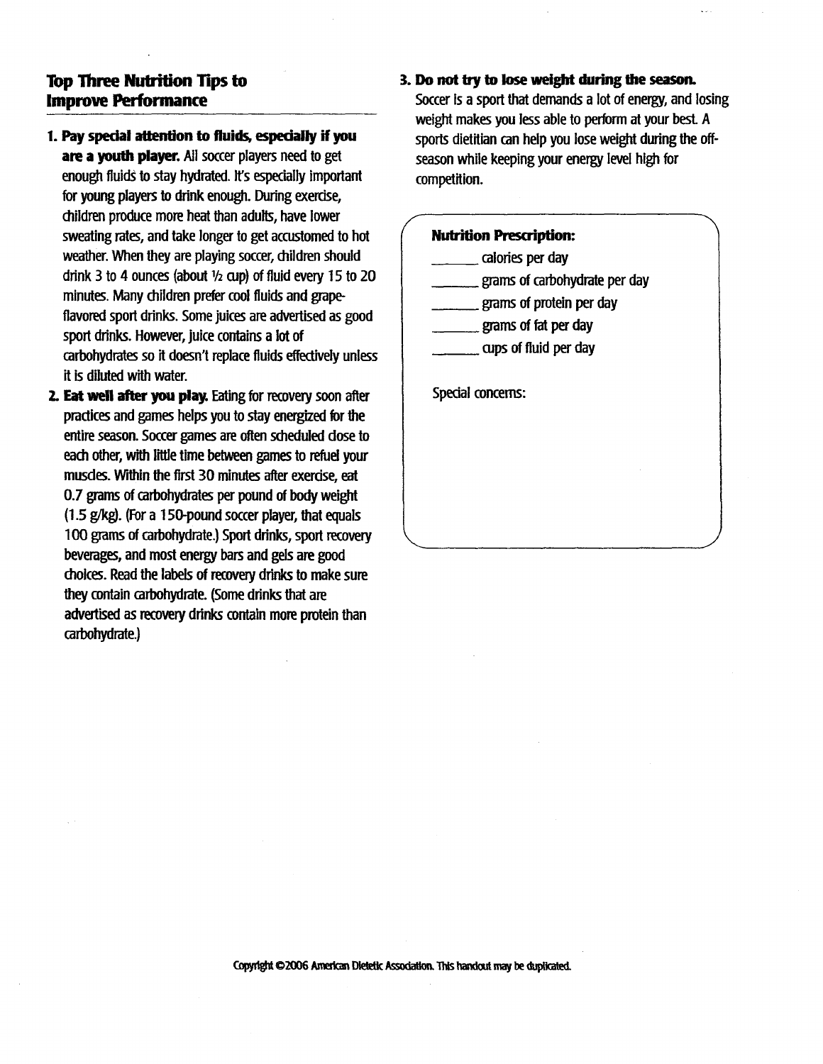## Top Three Nutrition Tips to Improve Performance

1. **Pay special attention to fluids, especially if you are a youth player.** All soccer players need to get enough fluids to stay hydrated. It's especially important for young players to drink enough. During exercise, children produce more heat than adults, have lower sweating rates, and take longer to get accustomed to hot weather. When they are playing soccer, children should drink 3 to 4 ounces (about ½ cup) of fluid every 15 to 20 minutes. Many children prefer cool fluids and grape-flavored sport drinks. Some juices are advertised as good sport drinks. However, juice contains a lot of carbohydrates so it doesn't replace fluids effectively unless it is diluted with water.
2. **Eat well after you play.** Eating for recovery soon after practices and games helps you to stay energized for the entire season. Soccer games are often scheduled close to each other, with little time between games to refuel your muscles. Within the first 30 minutes after exercise, eat 0.7 grams of carbohydrates per pound of body weight (1.5 g/kg). (For a 150-pound soccer player, that equals 100 grams of carbohydrate.) Sport drinks, sport recovery beverages, and most energy bars and gels are good choices. Read the labels of recovery drinks to make sure they contain carbohydrate. (Some drinks that are advertised as recovery drinks contain more protein than carbohydrate.)
3. **Do not try to lose weight during the season.** Soccer is a sport that demands a lot of energy, and losing weight makes you less able to perform at your best. A sports dietitian can help you lose weight during the off-season while keeping your energy level high for competition.

**Nutrition Prescription:**

______ calories per day

______ grams of carbohydrate per day

______ grams of protein per day

______ grams of fat per day

______ cups of fluid per day

Special concerns:

Copyright ©2006 American Dietetic Association. This handout may be duplicated.